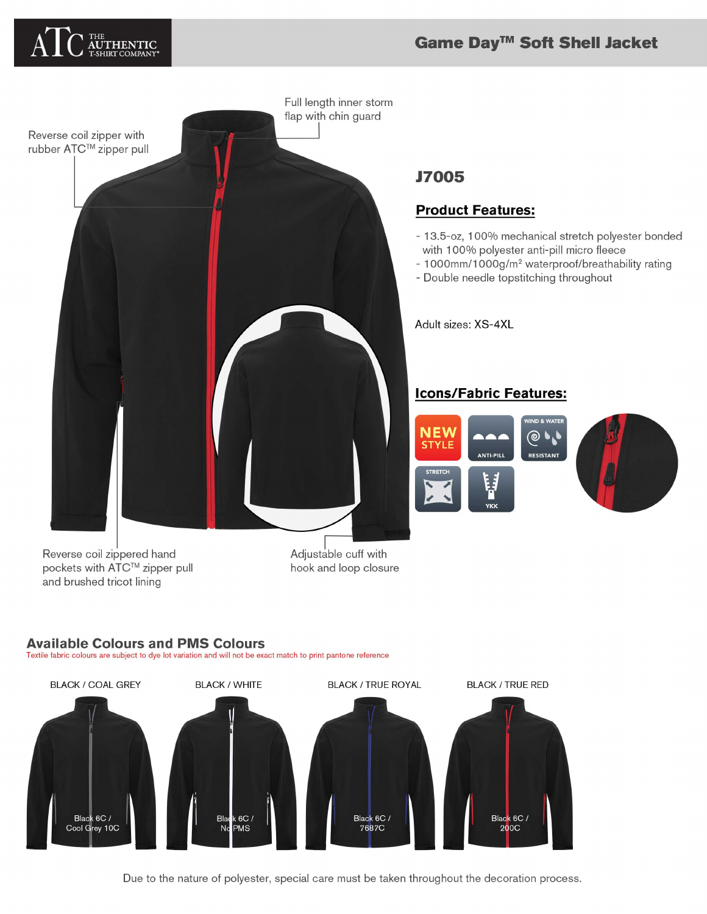# Game Day™ Soft Shell Jacket

Full length inner storm flap with chin guard

Reverse coil zipper with rubber ATC™ zipper pull

Reverse coil zippered hand pockets with ATC™ zipper pull and brushed tricot lining

Adjustable cuff with hook and loop closure

## J7005

### Product Features:

- 13.5-oz, 100% mechanical stretch polyester bonded with 100% polyester anti-pill micro fleece
- 1000mm/1000g/m² waterproof/breathability rating
- Double needle topstitching throughout

Adult sizes: XS-4XL

### Icons/Fabric Features:

NEW STYLE | ANTI-PILL | WIND & WATER RESISTANT | STRETCH | YKK

## Available Colours and PMS Colours

Textile fabric colours are subject to dye lot variation and will not be exact match to print pantone reference

| BLACK / COAL GREY | BLACK / WHITE | BLACK / TRUE ROYAL | BLACK / TRUE RED |
| --- | --- | --- | --- |
| Black 6C / Cool Grey 10C | Black 6C / No PMS | Black 6C / 7687C | Black 6C / 200C |

Due to the nature of polyester, special care must be taken throughout the decoration process.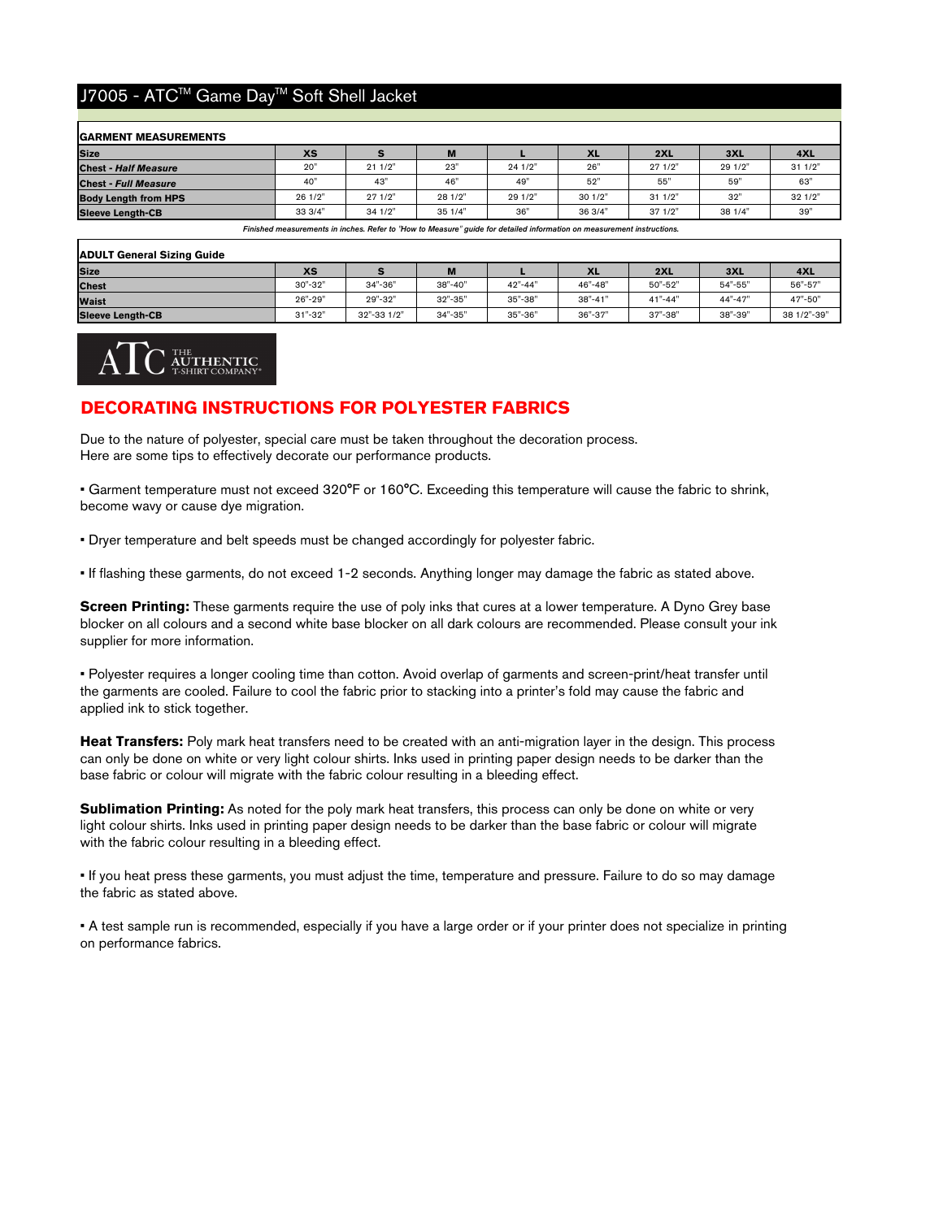## J7005 - ATC™ Game Day™ Soft Shell Jacket

| GARMENT MEASUREMENTS | | | | | | | | |
|---|---|---|---|---|---|---|---|---|
| **Size** | **XS** | **S** | **M** | **L** | **XL** | **2XL** | **3XL** | **4XL** |
| **Chest - *Half Measure*** | 20" | 21 1/2" | 23" | 24 1/2" | 26" | 27 1/2" | 29 1/2" | 31 1/2" |
| **Chest - *Full Measure*** | 40" | 43" | 46" | 49" | 52" | 55" | 59" | 63" |
| **Body Length from HPS** | 26 1/2" | 27 1/2" | 28 1/2" | 29 1/2" | 30 1/2" | 31 1/2" | 32" | 32 1/2" |
| **Sleeve Length-CB** | 33 3/4" | 34 1/2" | 35 1/4" | 36" | 36 3/4" | 37 1/2" | 38 1/4" | 39" |

*Finished measurements in inches. Refer to "How to Measure" guide for detailed information on measurement instructions.*

| ADULT General Sizing Guide | | | | | | | | |
|---|---|---|---|---|---|---|---|---|
| **Size** | **XS** | **S** | **M** | **L** | **XL** | **2XL** | **3XL** | **4XL** |
| **Chest** | 30"-32" | 34"-36" | 38"-40" | 42"-44" | 46"-48" | 50"-52" | 54"-55" | 56"-57" |
| **Waist** | 26"-29" | 29"-32" | 32"-35" | 35"-38" | 38"-41" | 41"-44" | 44"-47" | 47"-50" |
| **Sleeve Length-CB** | 31"-32" | 32"-33 1/2" | 34"-35" | 35"-36" | 36"-37" | 37"-38" | 38"-39" | 38 1/2"-39" |

ATC THE AUTHENTIC T-SHIRT COMPANY®

## DECORATING INSTRUCTIONS FOR POLYESTER FABRICS

Due to the nature of polyester, special care must be taken throughout the decoration process.
Here are some tips to effectively decorate our performance products.

- Garment temperature must not exceed 320°F or 160°C. Exceeding this temperature will cause the fabric to shrink, become wavy or cause dye migration.

- Dryer temperature and belt speeds must be changed accordingly for polyester fabric.

- If flashing these garments, do not exceed 1-2 seconds. Anything longer may damage the fabric as stated above.

**Screen Printing:** These garments require the use of poly inks that cures at a lower temperature. A Dyno Grey base blocker on all colours and a second white base blocker on all dark colours are recommended. Please consult your ink supplier for more information.

- Polyester requires a longer cooling time than cotton. Avoid overlap of garments and screen-print/heat transfer until the garments are cooled. Failure to cool the fabric prior to stacking into a printer's fold may cause the fabric and applied ink to stick together.

**Heat Transfers:** Poly mark heat transfers need to be created with an anti-migration layer in the design. This process can only be done on white or very light colour shirts. Inks used in printing paper design needs to be darker than the base fabric or colour will migrate with the fabric colour resulting in a bleeding effect.

**Sublimation Printing:** As noted for the poly mark heat transfers, this process can only be done on white or very light colour shirts. Inks used in printing paper design needs to be darker than the base fabric or colour will migrate with the fabric colour resulting in a bleeding effect.

- If you heat press these garments, you must adjust the time, temperature and pressure. Failure to do so may damage the fabric as stated above.

- A test sample run is recommended, especially if you have a large order or if your printer does not specialize in printing on performance fabrics.